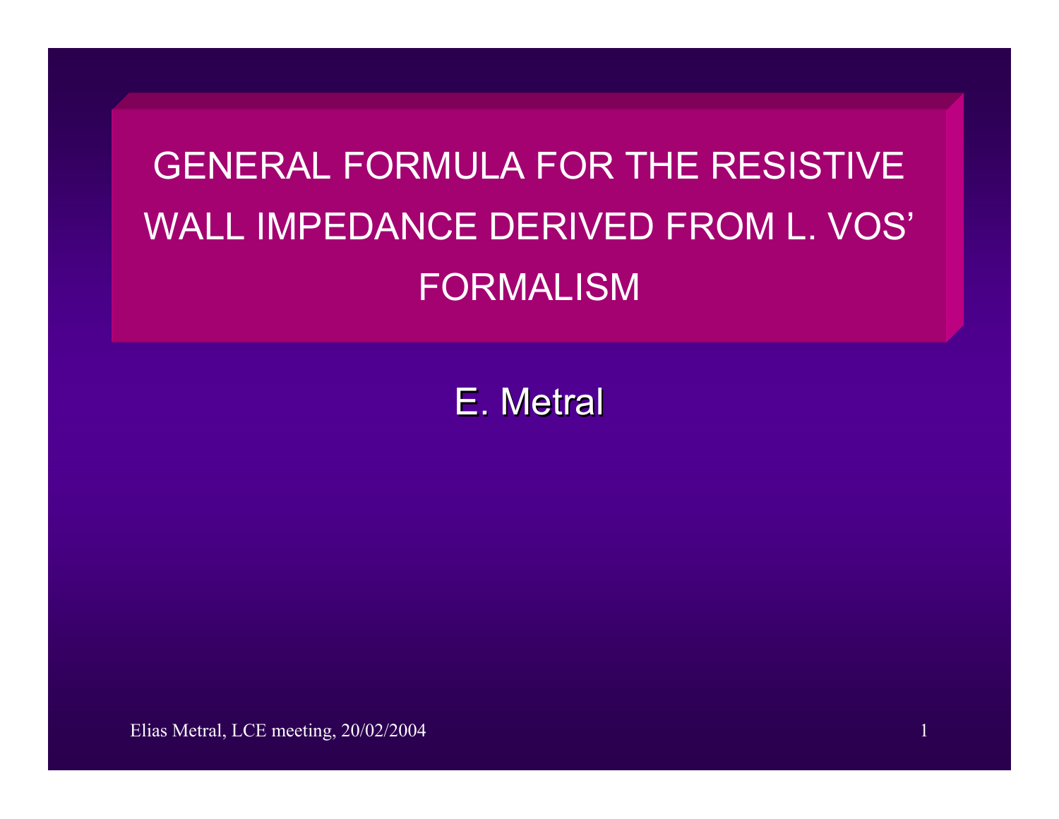# GENERAL FORMULA FOR THE RESISTIVE WALL IMPEDANCE DERIVED FROM L. VOS' FORMALISM

E. Metral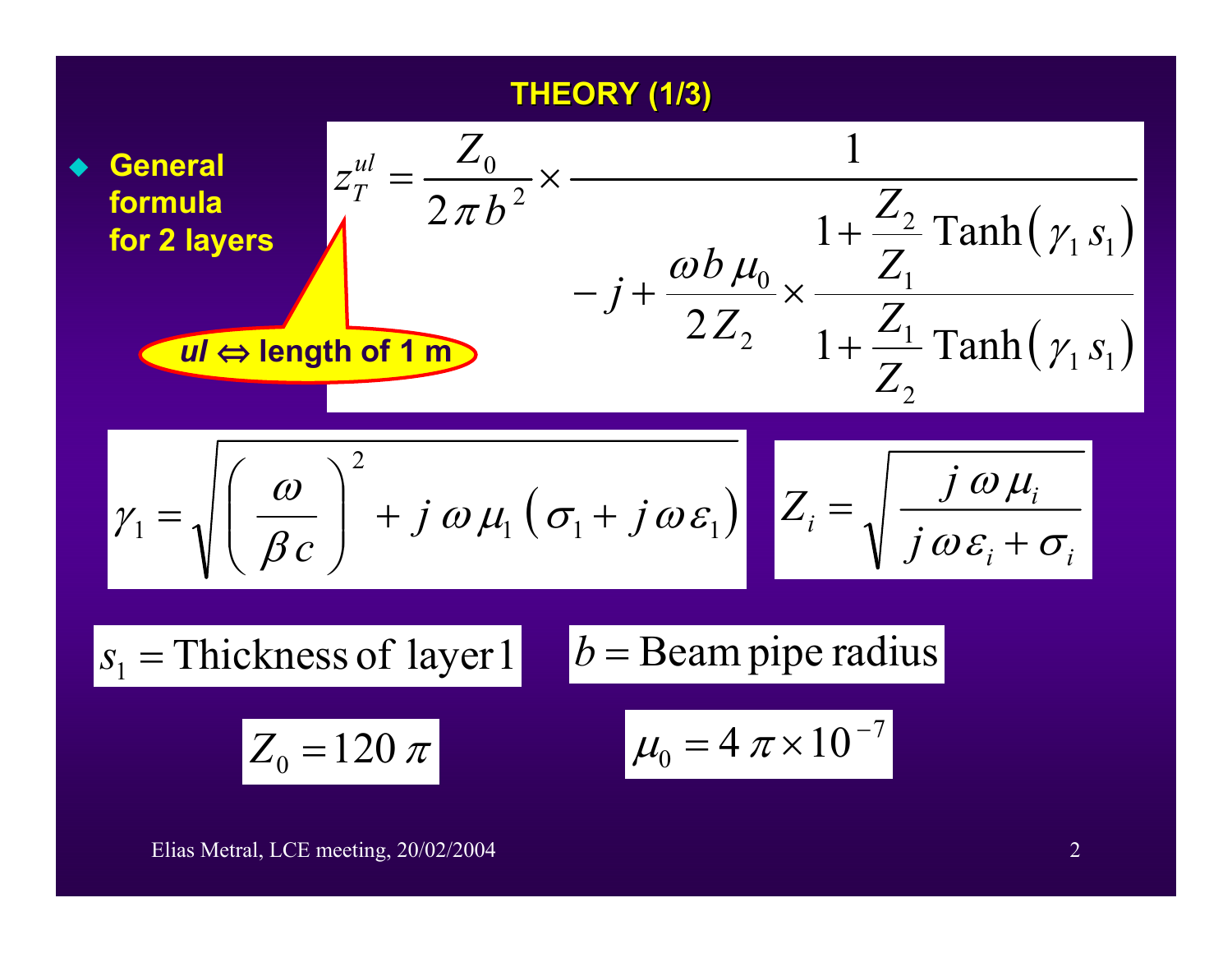## THEORY (1/3)

- **General formula for 2 layers**

$$z_T^{ul} = \frac{Z_0}{2\pi b^2} \times \frac{1}{-j + \dfrac{\omega b \mu_0}{2 Z_2} \times \dfrac{1 + \dfrac{Z_2}{Z_1} \operatorname{Tanh}(\gamma_1 s_1)}{1 + \dfrac{Z_1}{Z_2} \operatorname{Tanh}(\gamma_1 s_1)}}$$

***ul*** **⇔ length of 1 m**

$$\gamma_1 = \sqrt{\left(\frac{\omega}{\beta c}\right)^2 + j\,\omega\,\mu_1\left(\sigma_1 + j\,\omega\,\varepsilon_1\right)}$$

$$Z_i = \sqrt{\frac{j\,\omega\,\mu_i}{j\,\omega\,\varepsilon_i + \sigma_i}}$$

$s_1 = \text{Thickness of layer 1}$

$b = \text{Beam pipe radius}$

$Z_0 = 120\,\pi$

$\mu_0 = 4\,\pi \times 10^{-7}$

Elias Metral, LCE meeting, 20/02/2004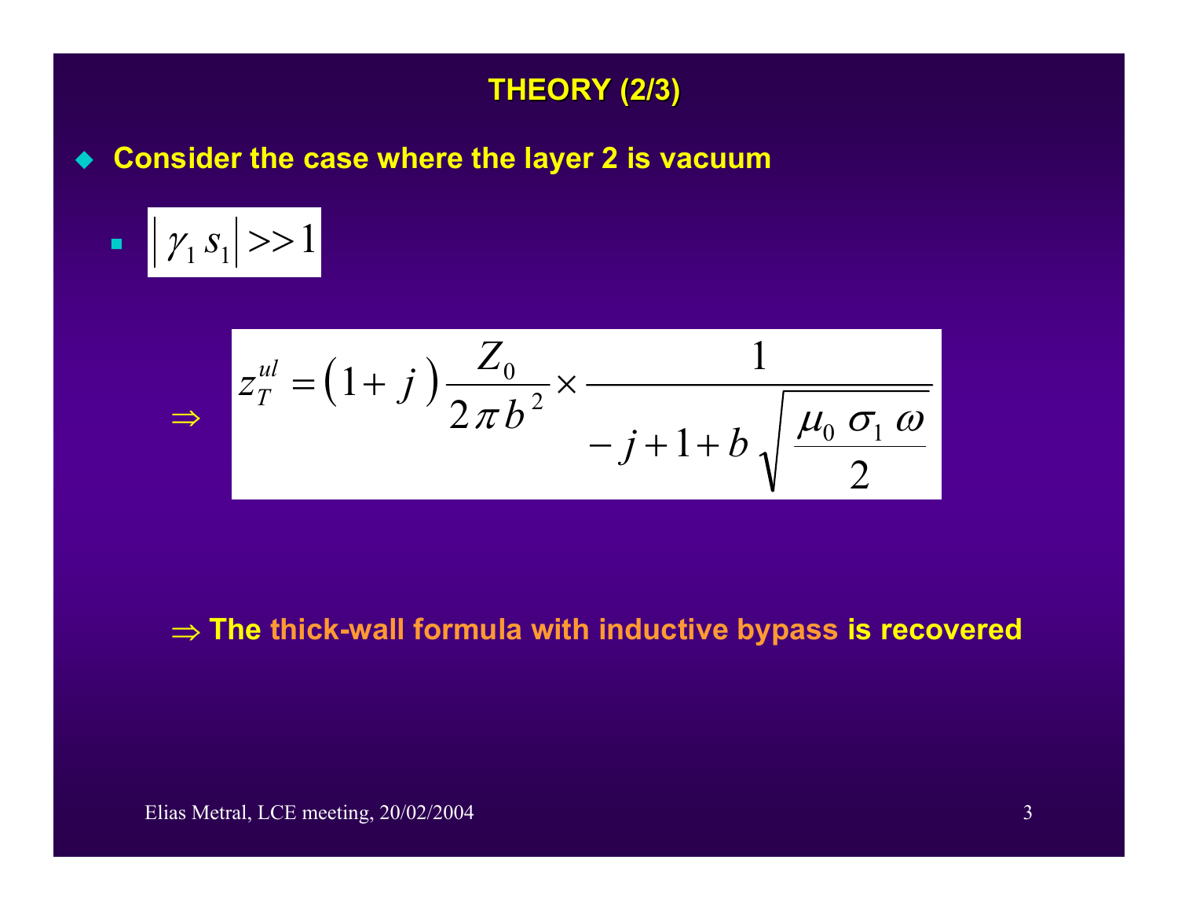## THEORY (2/3)

- **Consider the case where the layer 2 is vacuum**
  - $\left| \gamma_1 \, s_1 \right| >> 1$

$$\Rightarrow \quad z_T^{ul} = \left(1 + j\right) \frac{Z_0}{2 \pi b^2} \times \frac{1}{-j + 1 + b \sqrt{\dfrac{\mu_0 \, \sigma_1 \, \omega}{2}}}$$

$\Rightarrow$ **The thick-wall formula with inductive bypass is recovered**

Elias Metral, LCE meeting, 20/02/2004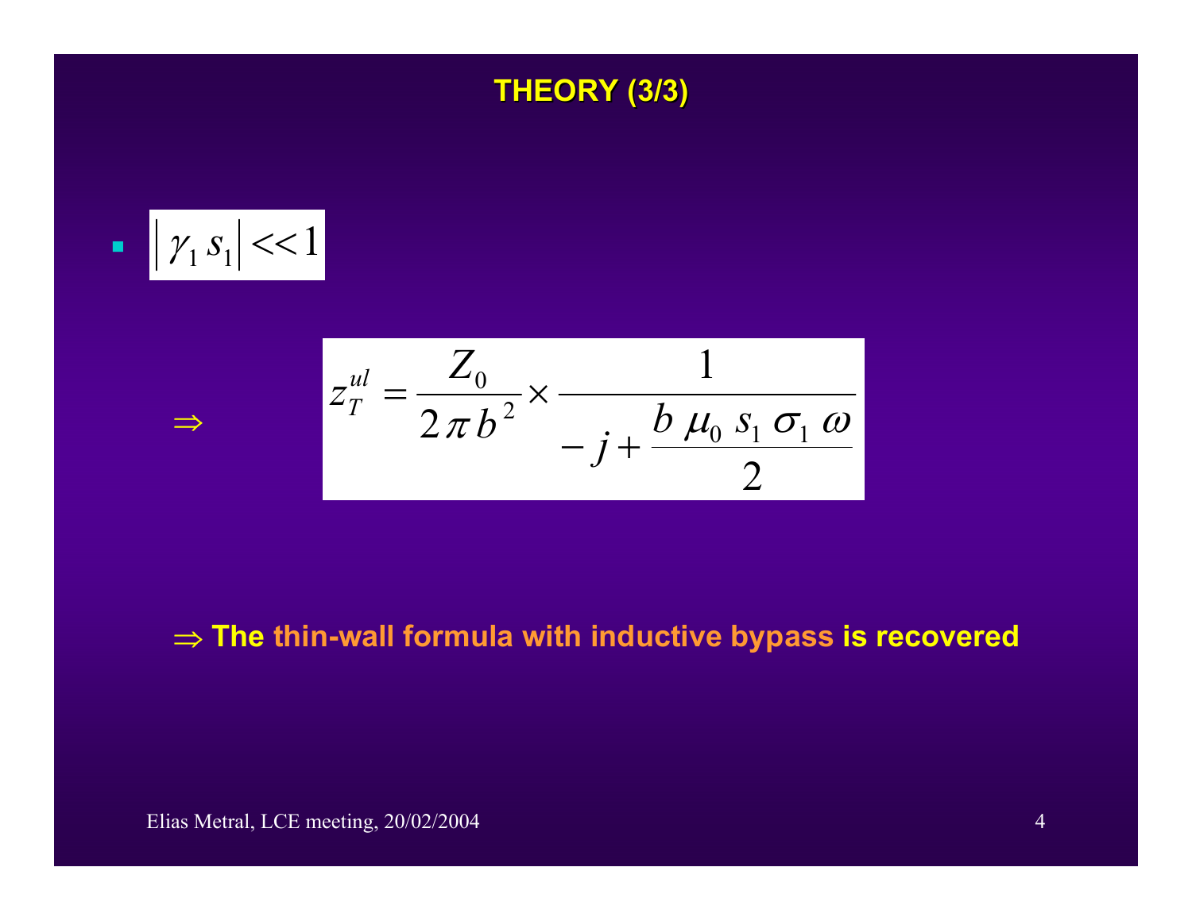## THEORY (3/3)

- $\left| \gamma_1 \, s_1 \right| << 1$

$$\Rightarrow \qquad z_T^{ul} = \frac{Z_0}{2 \pi b^2} \times \frac{1}{-j + \dfrac{b \, \mu_0 \, s_1 \, \sigma_1 \, \omega}{2}}$$

$\Rightarrow$ **The thin-wall formula with inductive bypass is recovered**

Elias Metral, LCE meeting, 20/02/2004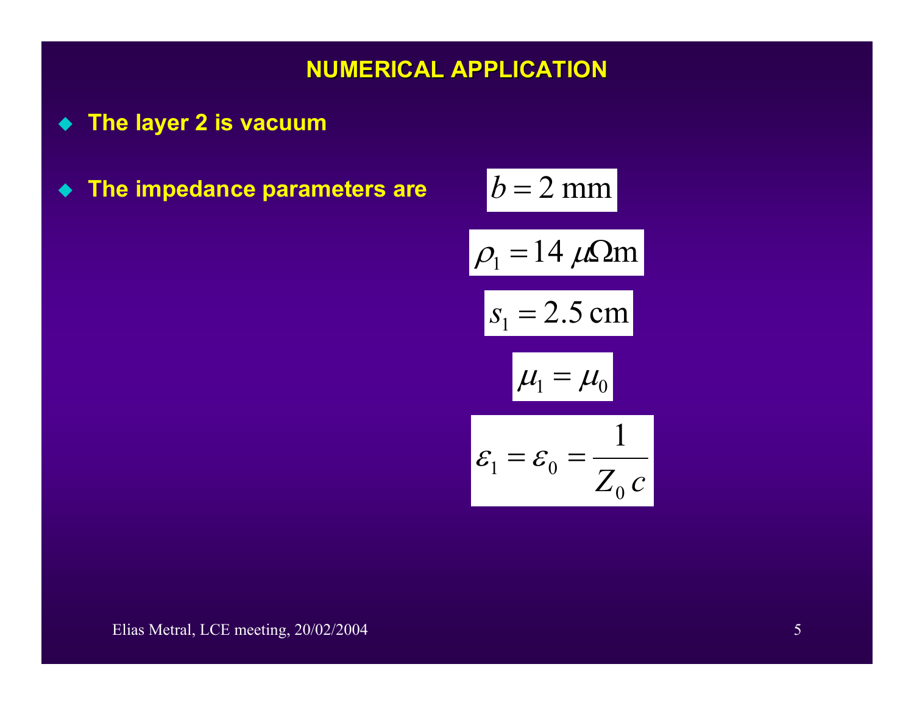## NUMERICAL APPLICATION

- **The layer 2 is vacuum**

- **The impedance parameters are**

$$b = 2 \text{ mm}$$

$$\rho_1 = 14 \ \mu\Omega\text{m}$$

$$s_1 = 2.5 \text{ cm}$$

$$\mu_1 = \mu_0$$

$$\varepsilon_1 = \varepsilon_0 = \frac{1}{Z_0 \, c}$$

Elias Metral, LCE meeting, 20/02/2004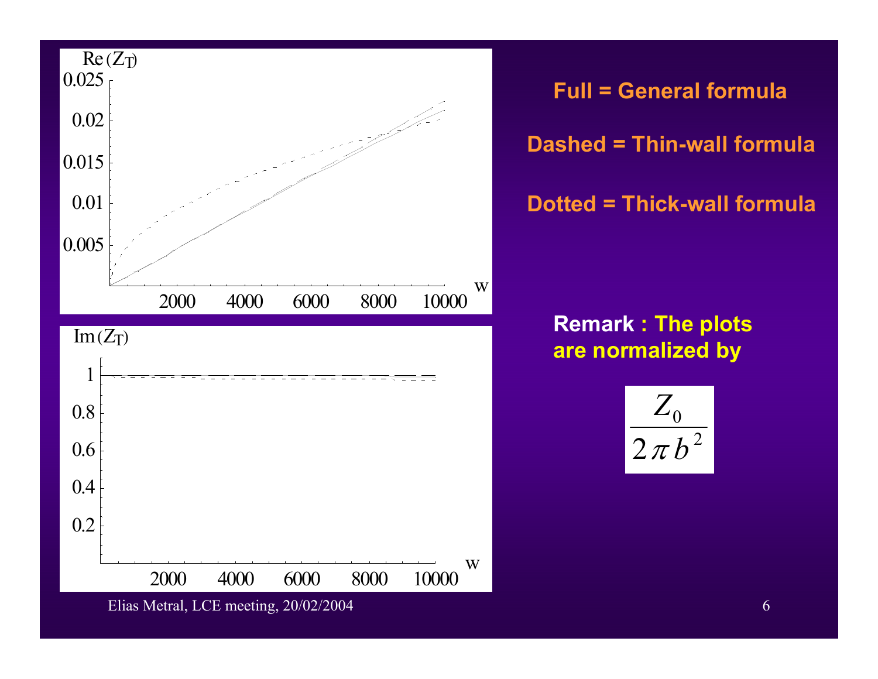Re$(Z_T)$

0.025, 0.02, 0.015, 0.01, 0.005

w: 2000, 4000, 6000, 8000, 10000

Im$(Z_T)$

1, 0.8, 0.6, 0.4, 0.2

w: 2000, 4000, 6000, 8000, 10000

**Full = General formula**

**Dashed = Thin-wall formula**

**Dotted = Thick-wall formula**

**Remark : The plots are normalized by**

$$\frac{Z_0}{2\pi b^2}$$

Elias Metral, LCE meeting, 20/02/2004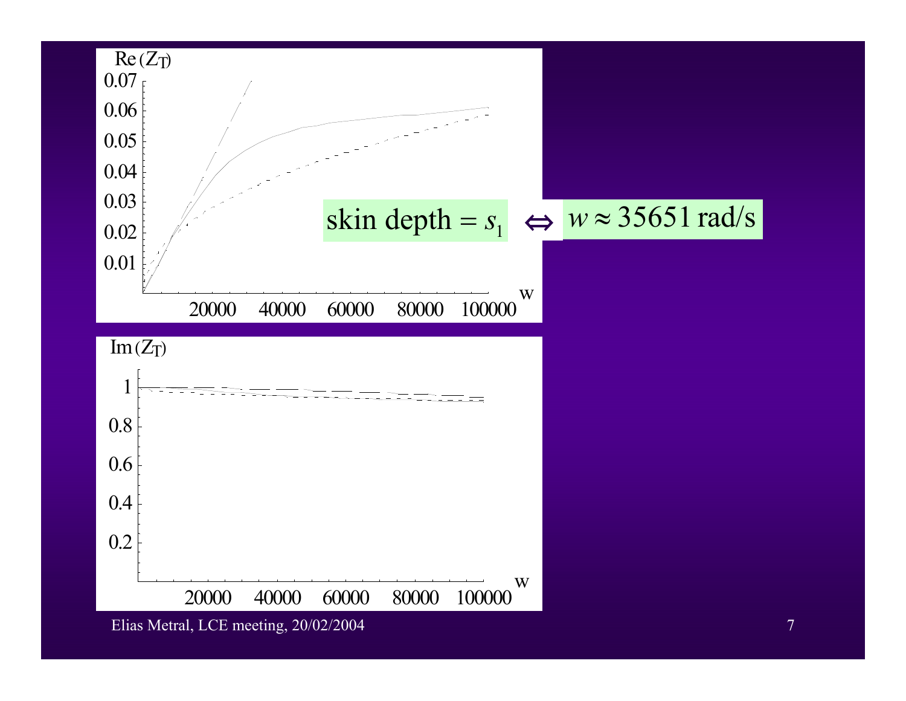Re$(Z_T)$

0.07
0.06
0.05
0.04
0.03
0.02
0.01

20000 40000 60000 80000 100000 w

skin depth $= s_1$ $\Leftrightarrow$ $w \approx 35651$ rad/s

Im$(Z_T)$

1
0.8
0.6
0.4
0.2

20000 40000 60000 80000 100000 w

Elias Metral, LCE meeting, 20/02/2004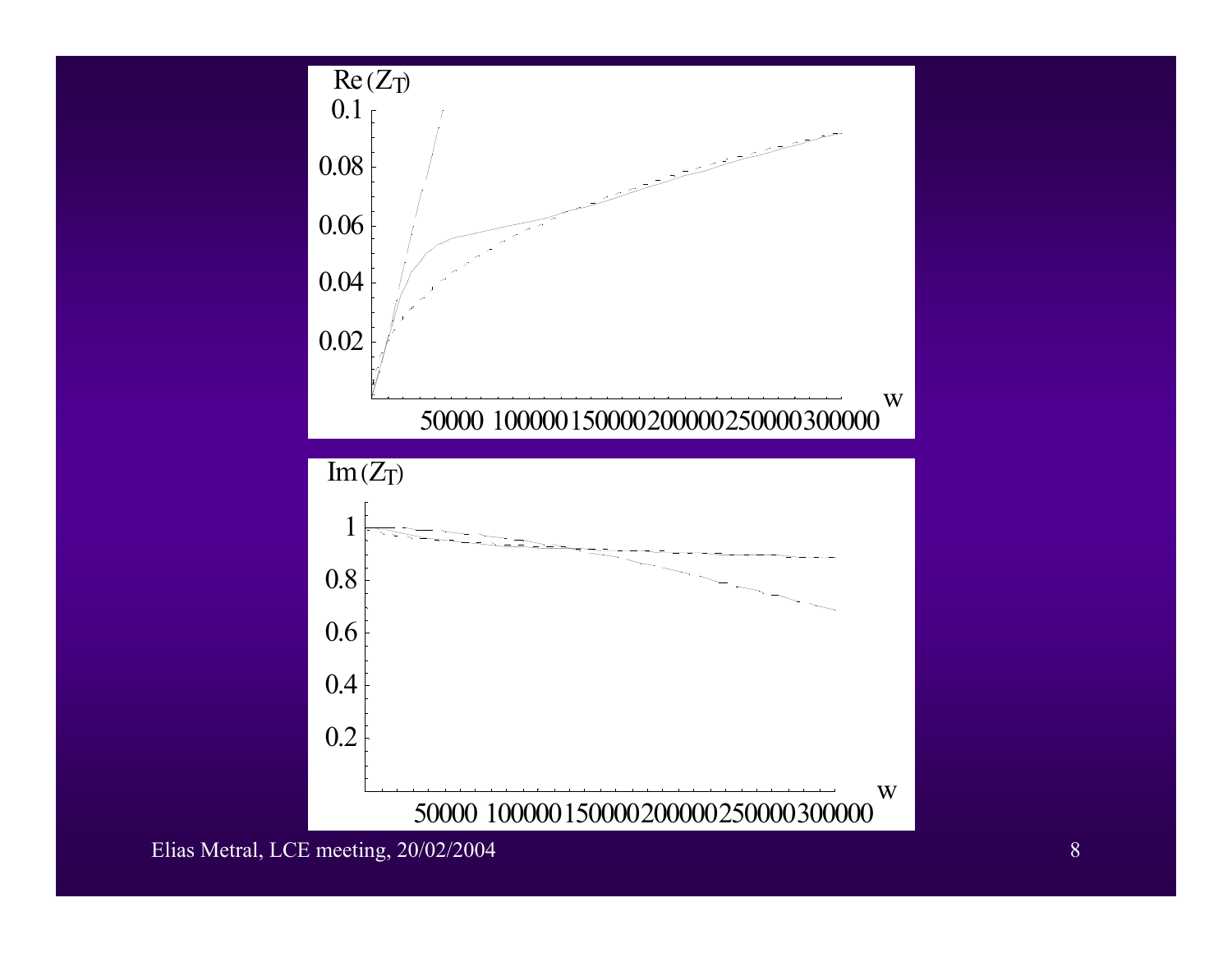$\mathrm{Re}(Z_T)$

0.1

0.08

0.06

0.04

0.02

50000 100000 150000 200000 250000 300000 w

$\mathrm{Im}(Z_T)$

1

0.8

0.6

0.4

0.2

50000 100000 150000 200000 250000 300000 w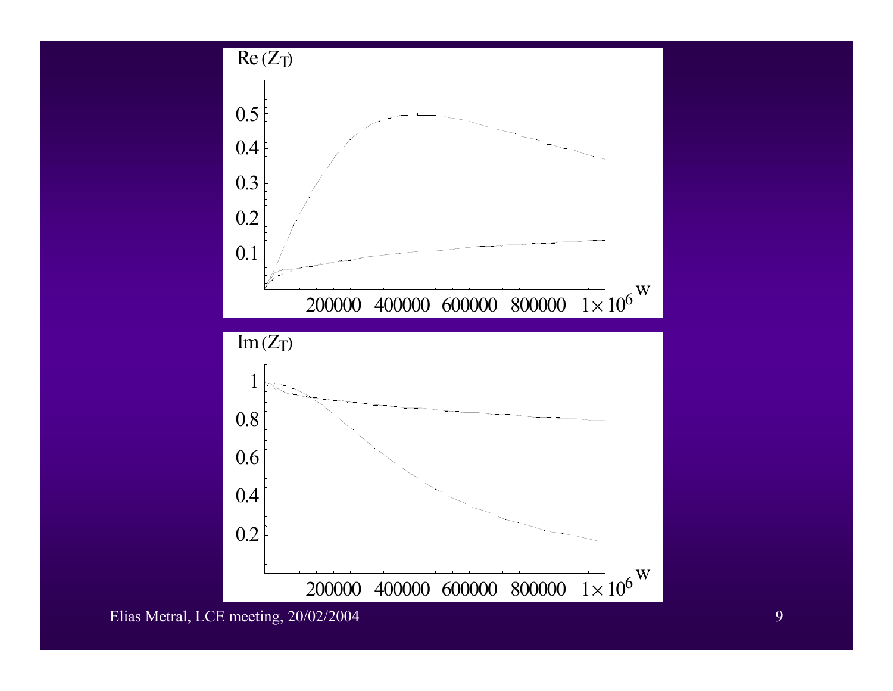$\mathrm{Re}(Z_T)$

0.5
0.4
0.3
0.2
0.1

200000 400000 600000 800000 $1 \times 10^6$ w

$\mathrm{Im}(Z_T)$

1
0.8
0.6
0.4
0.2

200000 400000 600000 800000 $1 \times 10^6$ w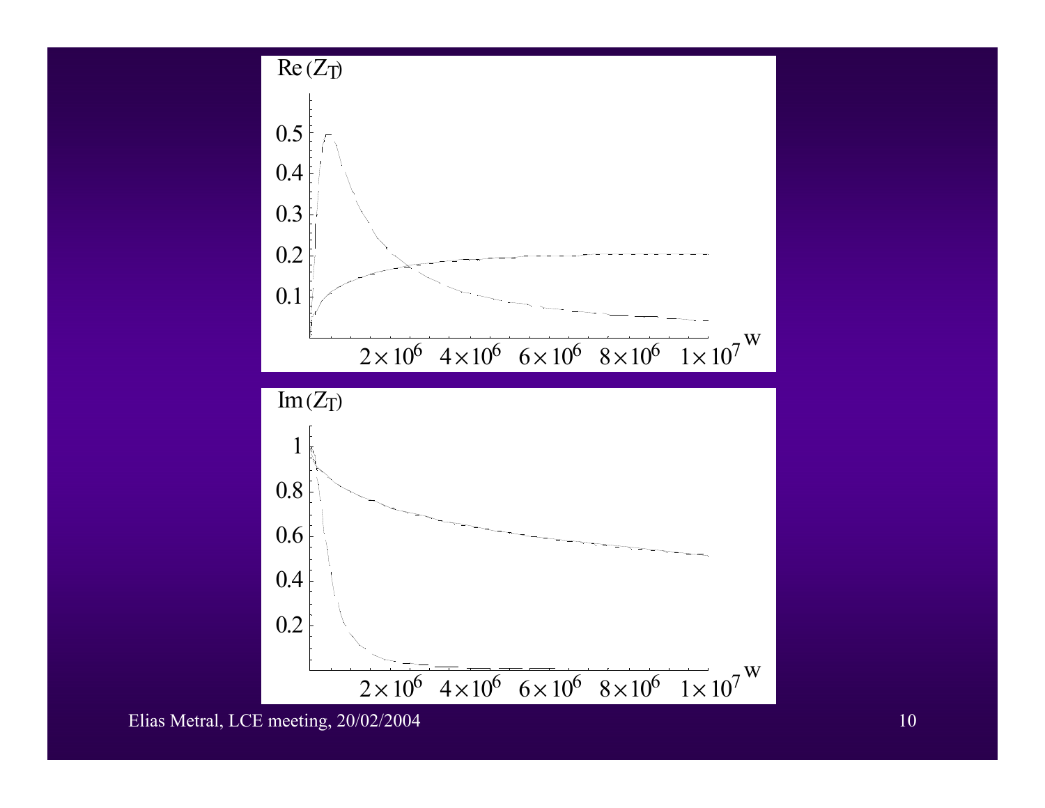$\mathrm{Re}(Z_T)$

0.5
0.4
0.3
0.2
0.1

$2\times10^6$ $4\times10^6$ $6\times10^6$ $8\times10^6$ $1\times10^7$ w

$\mathrm{Im}(Z_T)$

1
0.8
0.6
0.4
0.2

$2\times10^6$ $4\times10^6$ $6\times10^6$ $8\times10^6$ $1\times10^7$ w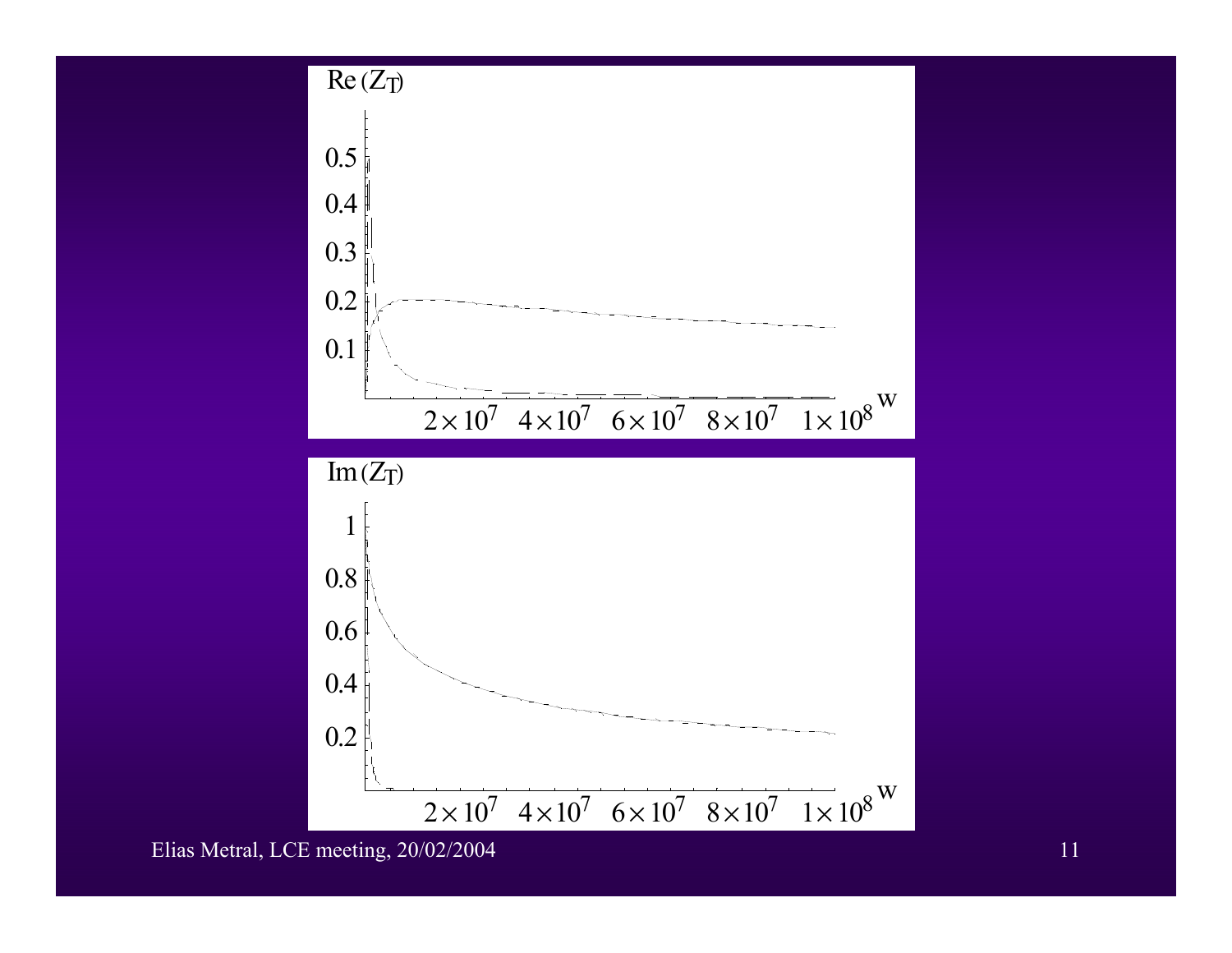$\mathrm{Re}(Z_T)$

$\mathrm{Im}(Z_T)$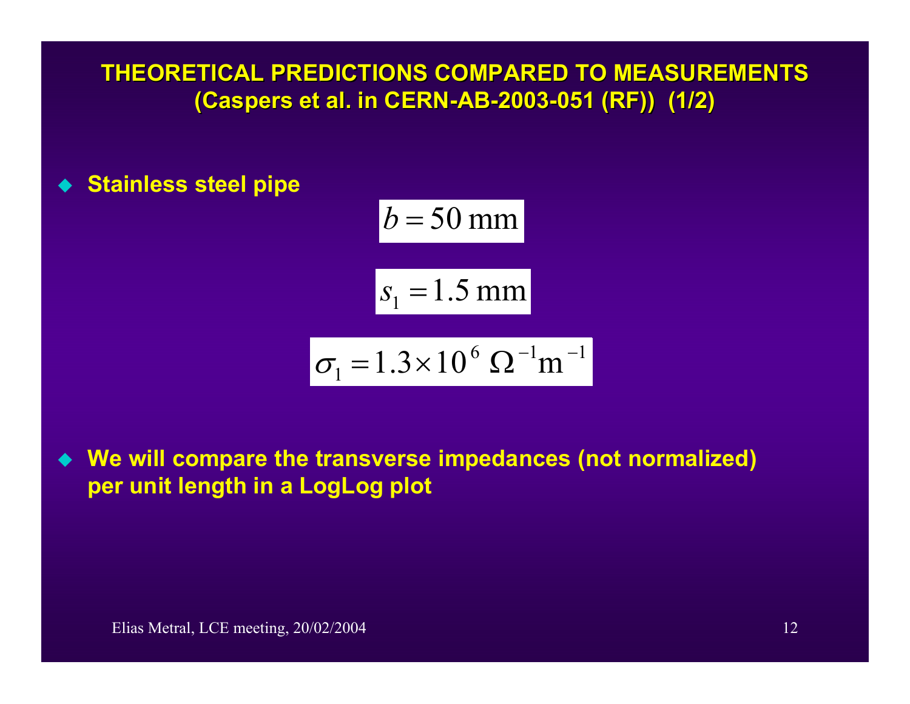# THEORETICAL PREDICTIONS COMPARED TO MEASUREMENTS (Caspers et al. in CERN-AB-2003-051 (RF)) (1/2)

- **Stainless steel pipe**

$$b = 50\ \text{mm}$$

$$s_1 = 1.5\ \text{mm}$$

$$\sigma_1 = 1.3 \times 10^6\ \Omega^{-1}\text{m}^{-1}$$

- **We will compare the transverse impedances (not normalized) per unit length in a LogLog plot**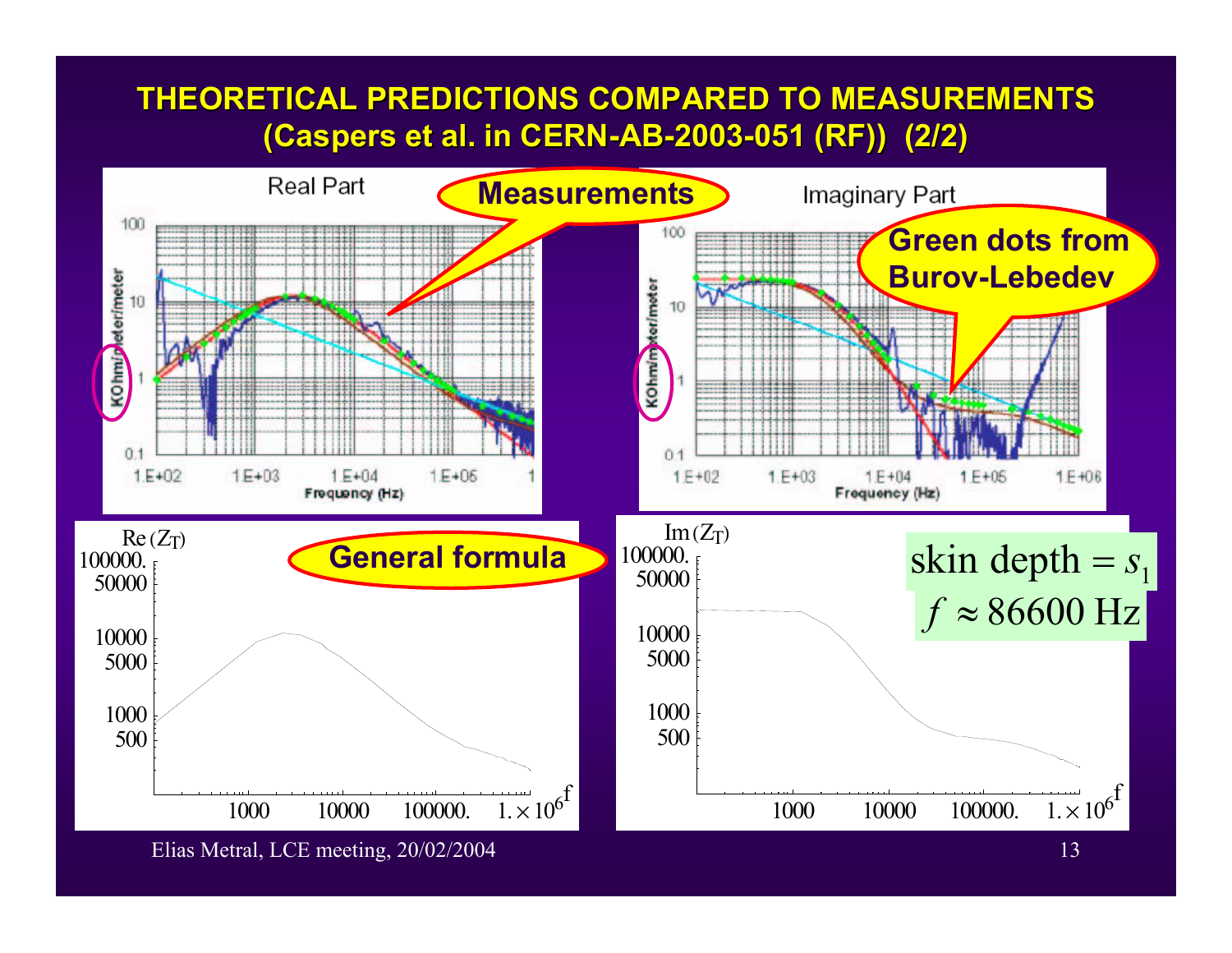# THEORETICAL PREDICTIONS COMPARED TO MEASUREMENTS (Caspers et al. in CERN-AB-2003-051 (RF)) (2/2)

Real Part

Imaginary Part

Measurements

Green dots from Burov-Lebedev

General formula

$\mathrm{Re}(Z_T)$

$\mathrm{Im}(Z_T)$

$$\text{skin depth} = s_1$$

$$f \approx 86600 \text{ Hz}$$

Elias Metral, LCE meeting, 20/02/2004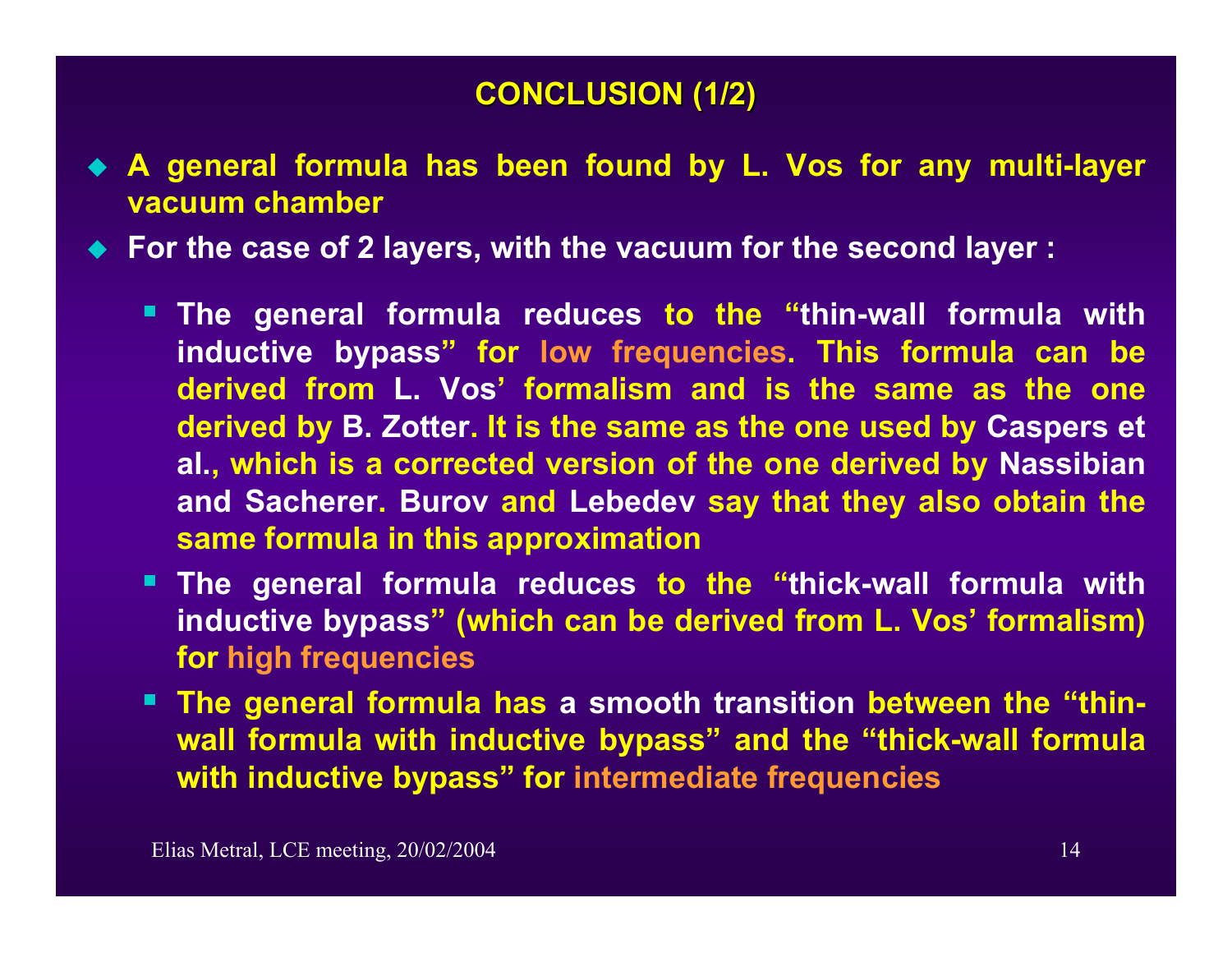## CONCLUSION (1/2)

- A general formula has been found by L. Vos for any multi-layer vacuum chamber
- For the case of 2 layers, with the vacuum for the second layer :
  - The general formula reduces to the "thin-wall formula with inductive bypass" for low frequencies. This formula can be derived from L. Vos' formalism and is the same as the one derived by B. Zotter. It is the same as the one used by Caspers et al., which is a corrected version of the one derived by Nassibian and Sacherer. Burov and Lebedev say that they also obtain the same formula in this approximation
  - The general formula reduces to the "thick-wall formula with inductive bypass" (which can be derived from L. Vos' formalism) for high frequencies
  - The general formula has a smooth transition between the "thin-wall formula with inductive bypass" and the "thick-wall formula with inductive bypass" for intermediate frequencies

Elias Metral, LCE meeting, 20/02/2004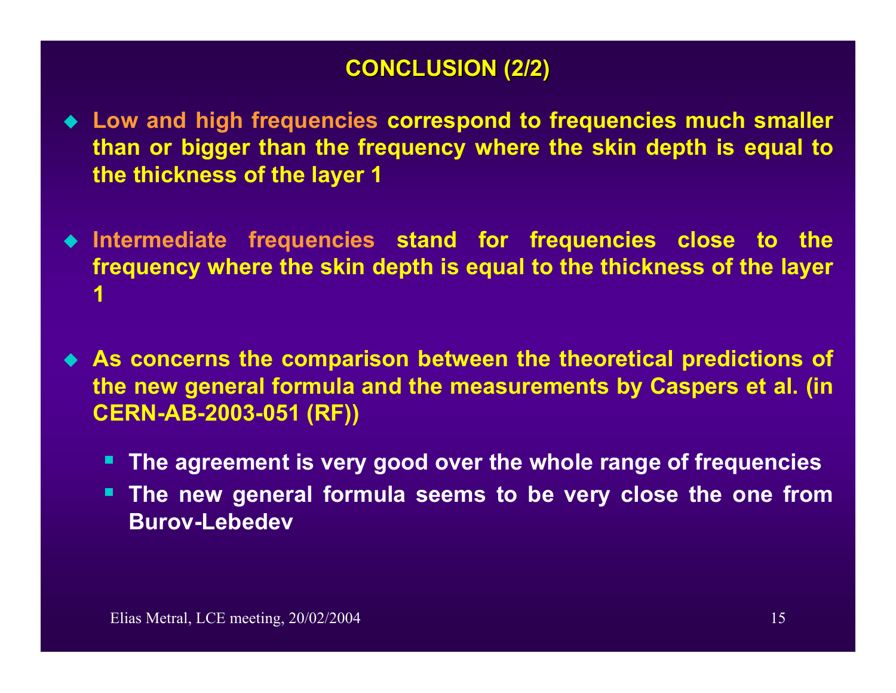## CONCLUSION (2/2)

- **Low and high frequencies correspond to frequencies much smaller than or bigger than the frequency where the skin depth is equal to the thickness of the layer 1**

- **Intermediate frequencies stand for frequencies close to the frequency where the skin depth is equal to the thickness of the layer 1**

- **As concerns the comparison between the theoretical predictions of the new general formula and the measurements by Caspers et al. (in CERN-AB-2003-051 (RF))**
  - **The agreement is very good over the whole range of frequencies**
  - **The new general formula seems to be very close the one from Burov-Lebedev**

Elias Metral, LCE meeting, 20/02/2004